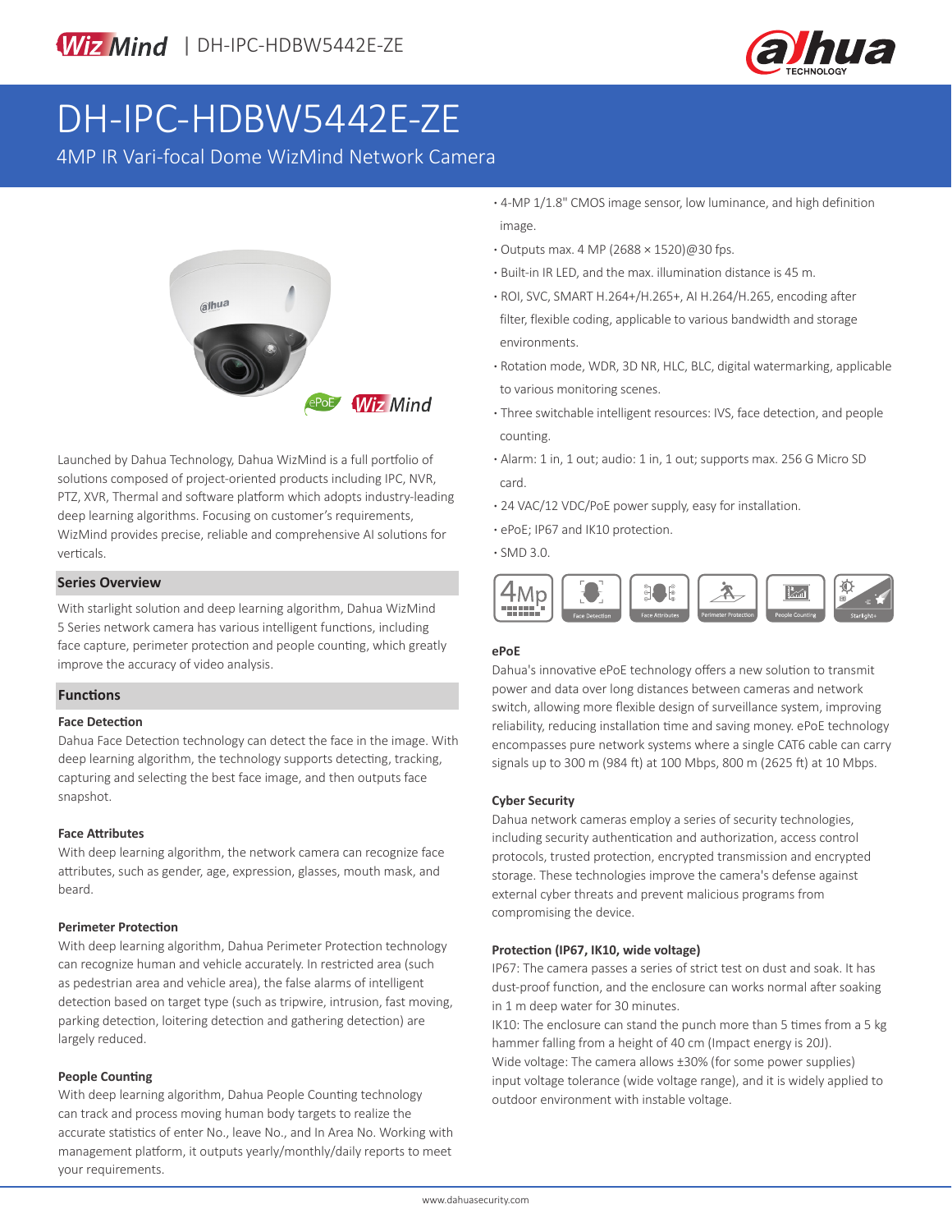# DH-IPC-HDBW5442E-ZE

4MP IR Vari-focal Dome WizMind Network Camera

- 4-MP 1/1.8" CMOS image sensor, low luminance, and high definition image.
- Outputs max. 4 MP (2688 × 1520)@30 fps.
- Built-in IR LED, and the max. illumination distance is 45 m.
- ROI, SVC, SMART H.264+/H.265+, AI H.264/H.265, encoding after filter, flexible coding, applicable to various bandwidth and storage environments.
- Rotation mode, WDR, 3D NR, HLC, BLC, digital watermarking, applicable to various monitoring scenes.
- Three switchable intelligent resources: IVS, face detection, and people counting.
- Alarm: 1 in, 1 out; audio: 1 in, 1 out; supports max. 256 G Micro SD card.
- 24 VAC/12 VDC/PoE power supply, easy for installation.
- ePoE; IP67 and IK10 protection.
- SMD 3.0.

Launched by Dahua Technology, Dahua WizMind is a full portfolio of solutions composed of project-oriented products including IPC, NVR, PTZ, XVR, Thermal and software platform which adopts industry-leading deep learning algorithms. Focusing on customer's requirements, WizMind provides precise, reliable and comprehensive AI solutions for verticals.

## Series Overview

With starlight solution and deep learning algorithm, Dahua WizMind 5 Series network camera has various intelligent functions, including face capture, perimeter protection and people counting, which greatly improve the accuracy of video analysis.

## Functions

### Face Detection

Dahua Face Detection technology can detect the face in the image. With deep learning algorithm, the technology supports detecting, tracking, capturing and selecting the best face image, and then outputs face snapshot.

### Face Attributes

With deep learning algorithm, the network camera can recognize face attributes, such as gender, age, expression, glasses, mouth mask, and beard.

### Perimeter Protection

With deep learning algorithm, Dahua Perimeter Protection technology can recognize human and vehicle accurately. In restricted area (such as pedestrian area and vehicle area), the false alarms of intelligent detection based on target type (such as tripwire, intrusion, fast moving, parking detection, loitering detection and gathering detection) are largely reduced.

### People Counting

With deep learning algorithm, Dahua People Counting technology can track and process moving human body targets to realize the accurate statistics of enter No., leave No., and In Area No. Working with management platform, it outputs yearly/monthly/daily reports to meet your requirements.

### ePoE

Dahua's innovative ePoE technology offers a new solution to transmit power and data over long distances between cameras and network switch, allowing more flexible design of surveillance system, improving reliability, reducing installation time and saving money. ePoE technology encompasses pure network systems where a single CAT6 cable can carry signals up to 300 m (984 ft) at 100 Mbps, 800 m (2625 ft) at 10 Mbps.

### Cyber Security

Dahua network cameras employ a series of security technologies, including security authentication and authorization, access control protocols, trusted protection, encrypted transmission and encrypted storage. These technologies improve the camera's defense against external cyber threats and prevent malicious programs from compromising the device.

### Protection (IP67, IK10, wide voltage)

IP67: The camera passes a series of strict test on dust and soak. It has dust-proof function, and the enclosure can works normal after soaking in 1 m deep water for 30 minutes.

IK10: The enclosure can stand the punch more than 5 times from a 5 kg hammer falling from a height of 40 cm (Impact energy is 20J).

Wide voltage: The camera allows ±30% (for some power supplies) input voltage tolerance (wide voltage range), and it is widely applied to outdoor environment with instable voltage.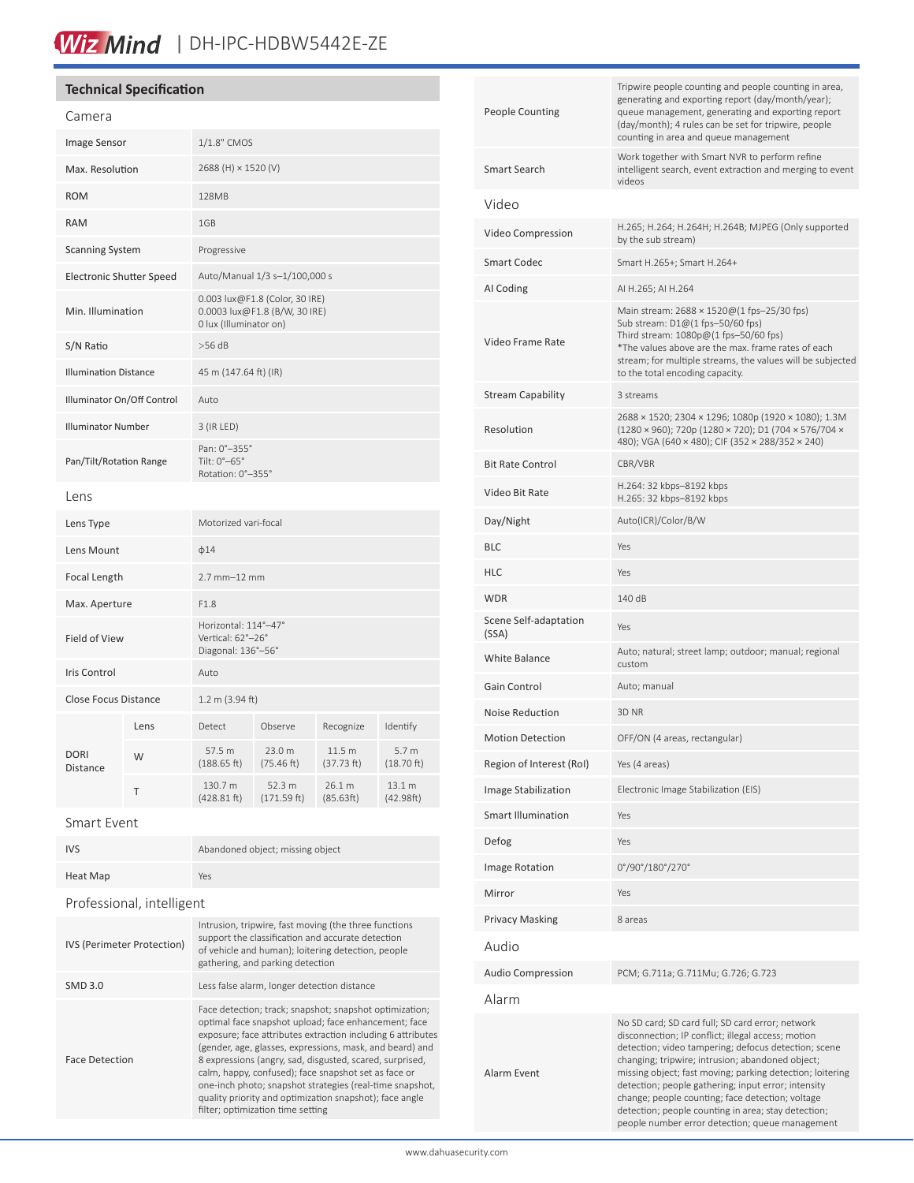## Technical Specification

### Camera

| | |
|---|---|
| Image Sensor | 1/1.8" CMOS |
| Max. Resolution | 2688 (H) × 1520 (V) |
| ROM | 128MB |
| RAM | 1GB |
| Scanning System | Progressive |
| Electronic Shutter Speed | Auto/Manual 1/3 s–1/100,000 s |
| Min. Illumination | 0.003 lux@F1.8 (Color, 30 IRE)<br>0.0003 lux@F1.8 (B/W, 30 IRE)<br>0 lux (Illuminator on) |
| S/N Ratio | >56 dB |
| Illumination Distance | 45 m (147.64 ft) (IR) |
| Illuminator On/Off Control | Auto |
| Illuminator Number | 3 (IR LED) |
| Pan/Tilt/Rotation Range | Pan: 0°–355°<br>Tilt: 0°–65°<br>Rotation: 0°–355° |

### Lens

| | |
|---|---|
| Lens Type | Motorized vari-focal |
| Lens Mount | ϕ14 |
| Focal Length | 2.7 mm–12 mm |
| Max. Aperture | F1.8 |
| Field of View | Horizontal: 114°–47°<br>Vertical: 62°–26°<br>Diagonal: 136°–56° |
| Iris Control | Auto |
| Close Focus Distance | 1.2 m (3.94 ft) |

| DORI Distance | Lens | Detect | Observe | Recognize | Identify |
|---|---|---|---|---|---|
| | W | 57.5 m (188.65 ft) | 23.0 m (75.46 ft) | 11.5 m (37.73 ft) | 5.7 m (18.70 ft) |
| | T | 130.7 m (428.81 ft) | 52.3 m (171.59 ft) | 26.1 m (85.63ft) | 13.1 m (42.98ft) |

### Smart Event

| | |
|---|---|
| IVS | Abandoned object; missing object |
| Heat Map | Yes |

### Professional, intelligent

| | |
|---|---|
| IVS (Perimeter Protection) | Intrusion, tripwire, fast moving (the three functions support the classification and accurate detection of vehicle and human); loitering detection, people gathering, and parking detection |
| SMD 3.0 | Less false alarm, longer detection distance |
| Face Detection | Face detection; track; snapshot; snapshot optimization; optimal face snapshot upload; face enhancement; face exposure; face attributes extraction including 6 attributes (gender, age, glasses, expressions, mask, and beard) and 8 expressions (angry, sad, disgusted, scared, surprised, calm, happy, confused); face snapshot set as face or one-inch photo; snapshot strategies (real-time snapshot, quality priority and optimization snapshot); face angle filter; optimization time setting |
| People Counting | Tripwire people counting and people counting in area, generating and exporting report (day/month/year); queue management, generating and exporting report (day/month); 4 rules can be set for tripwire, people counting in area and queue management |
| Smart Search | Work together with Smart NVR to perform refine intelligent search, event extraction and merging to event videos |

### Video

| | |
|---|---|
| Video Compression | H.265; H.264; H.264H; H.264B; MJPEG (Only supported by the sub stream) |
| Smart Codec | Smart H.265+; Smart H.264+ |
| AI Coding | AI H.265; AI H.264 |
| Video Frame Rate | Main stream: 2688 × 1520@(1 fps–25/30 fps)<br>Sub stream: D1@(1 fps–50/60 fps)<br>Third stream: 1080p@(1 fps–50/60 fps)<br>*The values above are the max. frame rates of each stream; for multiple streams, the values will be subjected to the total encoding capacity. |
| Stream Capability | 3 streams |
| Resolution | 2688 × 1520; 2304 × 1296; 1080p (1920 × 1080); 1.3M (1280 × 960); 720p (1280 × 720); D1 (704 × 576/704 × 480); VGA (640 × 480); CIF (352 × 288/352 × 240) |
| Bit Rate Control | CBR/VBR |
| Video Bit Rate | H.264: 32 kbps–8192 kbps<br>H.265: 32 kbps–8192 kbps |
| Day/Night | Auto(ICR)/Color/B/W |
| BLC | Yes |
| HLC | Yes |
| WDR | 140 dB |
| Scene Self-adaptation (SSA) | Yes |
| White Balance | Auto; natural; street lamp; outdoor; manual; regional custom |
| Gain Control | Auto; manual |
| Noise Reduction | 3D NR |
| Motion Detection | OFF/ON (4 areas, rectangular) |
| Region of Interest (RoI) | Yes (4 areas) |
| Image Stabilization | Electronic Image Stabilization (EIS) |
| Smart Illumination | Yes |
| Defog | Yes |
| Image Rotation | 0°/90°/180°/270° |
| Mirror | Yes |
| Privacy Masking | 8 areas |

### Audio

| | |
|---|---|
| Audio Compression | PCM; G.711a; G.711Mu; G.726; G.723 |

### Alarm

| | |
|---|---|
| Alarm Event | No SD card; SD card full; SD card error; network disconnection; IP conflict; illegal access; motion detection; video tampering; defocus detection; scene changing; tripwire; intrusion; abandoned object; missing object; fast moving; parking detection; loitering detection; people gathering; input error; intensity change; people counting; face detection; voltage detection; people counting in area; stay detection; people number error detection; queue management |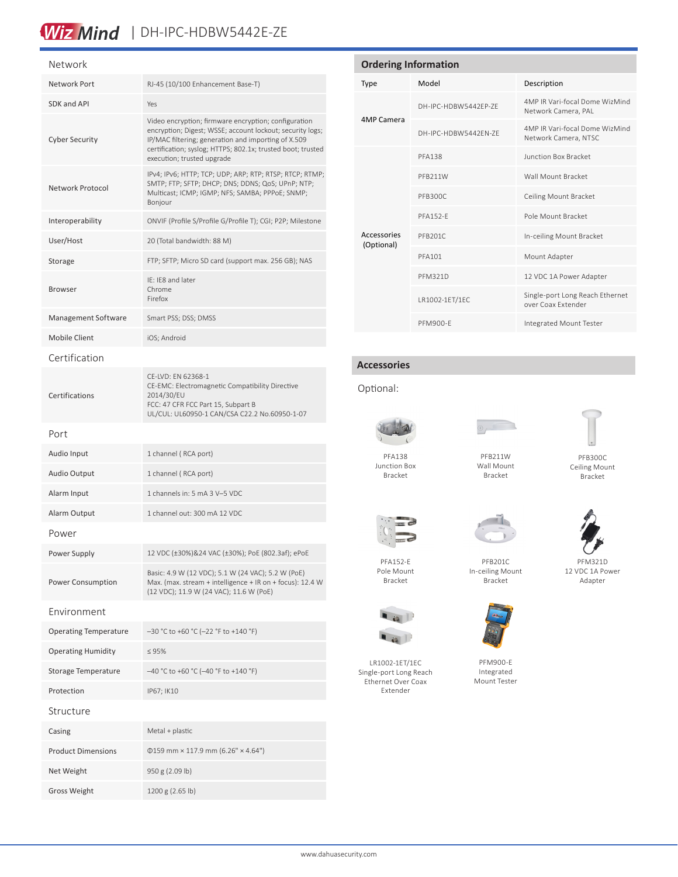## Network

| | |
|---|---|
| Network Port | RJ-45 (10/100 Enhancement Base-T) |
| SDK and API | Yes |
| Cyber Security | Video encryption; firmware encryption; configuration encryption; Digest; WSSE; account lockout; security logs; IP/MAC filtering; generation and importing of X.509 certification; syslog; HTTPS; 802.1x; trusted boot; trusted execution; trusted upgrade |
| Network Protocol | IPv4; IPv6; HTTP; TCP; UDP; ARP; RTP; RTSP; RTCP; RTMP; SMTP; FTP; SFTP; DHCP; DNS; DDNS; QoS; UPnP; NTP; Multicast; ICMP; IGMP; NFS; SAMBA; PPPoE; SNMP; Bonjour |
| Interoperability | ONVIF (Profile S/Profile G/Profile T); CGI; P2P; Milestone |
| User/Host | 20 (Total bandwidth: 88 M) |
| Storage | FTP; SFTP; Micro SD card (support max. 256 GB); NAS |
| Browser | IE: IE8 and later<br>Chrome<br>Firefox |
| Management Software | Smart PSS; DSS; DMSS |
| Mobile Client | iOS; Android |

## Certification

| | |
|---|---|
| Certifications | CE-LVD: EN 62368-1<br>CE-EMC: Electromagnetic Compatibility Directive 2014/30/EU<br>FCC: 47 CFR FCC Part 15, Subpart B<br>UL/CUL: UL60950-1 CAN/CSA C22.2 No.60950-1-07 |

## Port

| | |
|---|---|
| Audio Input | 1 channel ( RCA port) |
| Audio Output | 1 channel ( RCA port) |
| Alarm Input | 1 channels in: 5 mA 3 V–5 VDC |
| Alarm Output | 1 channel out: 300 mA 12 VDC |

## Power

| | |
|---|---|
| Power Supply | 12 VDC (±30%)&24 VAC (±30%); PoE (802.3af); ePoE |
| Power Consumption | Basic: 4.9 W (12 VDC); 5.1 W (24 VAC); 5.2 W (PoE)<br>Max. (max. stream + intelligence + IR on + focus): 12.4 W (12 VDC); 11.9 W (24 VAC); 11.6 W (PoE) |

## Environment

| | |
|---|---|
| Operating Temperature | –30 °C to +60 °C (–22 °F to +140 °F) |
| Operating Humidity | ≤ 95% |
| Storage Temperature | –40 °C to +60 °C (–40 °F to +140 °F) |
| Protection | IP67; IK10 |

## Structure

| | |
|---|---|
| Casing | Metal + plastic |
| Product Dimensions | Φ159 mm × 117.9 mm (6.26" × 4.64") |
| Net Weight | 950 g (2.09 lb) |
| Gross Weight | 1200 g (2.65 lb) |

## Ordering Information

| Type | Model | Description |
|---|---|---|
| 4MP Camera | DH-IPC-HDBW5442EP-ZE | 4MP IR Vari-focal Dome WizMind Network Camera, PAL |
| | DH-IPC-HDBW5442EN-ZE | 4MP IR Vari-focal Dome WizMind Network Camera, NTSC |
| Accessories (Optional) | PFA138 | Junction Box Bracket |
| | PFB211W | Wall Mount Bracket |
| | PFB300C | Ceiling Mount Bracket |
| | PFA152-E | Pole Mount Bracket |
| | PFB201C | In-ceiling Mount Bracket |
| | PFA101 | Mount Adapter |
| | PFM321D | 12 VDC 1A Power Adapter |
| | LR1002-1ET/1EC | Single-port Long Reach Ethernet over Coax Extender |
| | PFM900-E | Integrated Mount Tester |

## Accessories

Optional:

PFA138
Junction Box Bracket

PFB211W
Wall Mount Bracket

PFB300C
Ceiling Mount Bracket

PFA152-E
Pole Mount Bracket

PFB201C
In-ceiling Mount Bracket

PFM321D
12 VDC 1A Power Adapter

LR1002-1ET/1EC
Single-port Long Reach Ethernet Over Coax Extender

PFM900-E
Integrated Mount Tester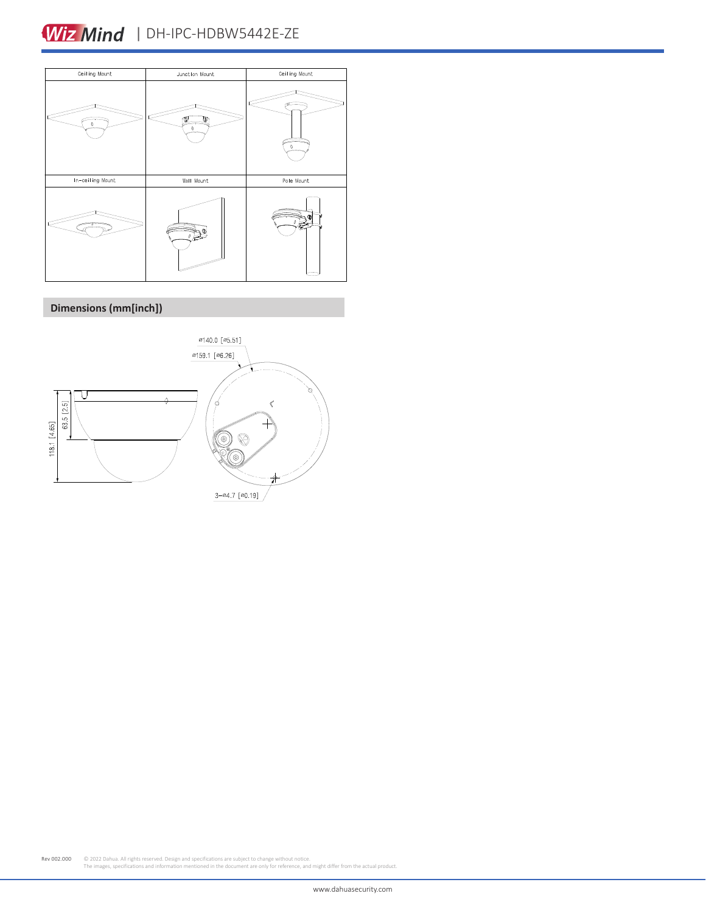| Ceiling Mount | Junction Mount | Ceiling Mount |
| --- | --- | --- |
| | | |
| In-ceiling Mount | Wall Mount | Pole Mount |
| | | |

## Dimensions (mm[inch])

Ø140.0 [Ø5.51]

Ø159.1 [Ø6.26]

63.5 [2.5]

118.1 [4.65]

3–Ø4.7 [Ø0.19]

Rev 002.000 © 2022 Dahua. All rights reserved. Design and specifications are subject to change without notice.
The images, specifications and information mentioned in the document are only for reference, and might differ from the actual product.